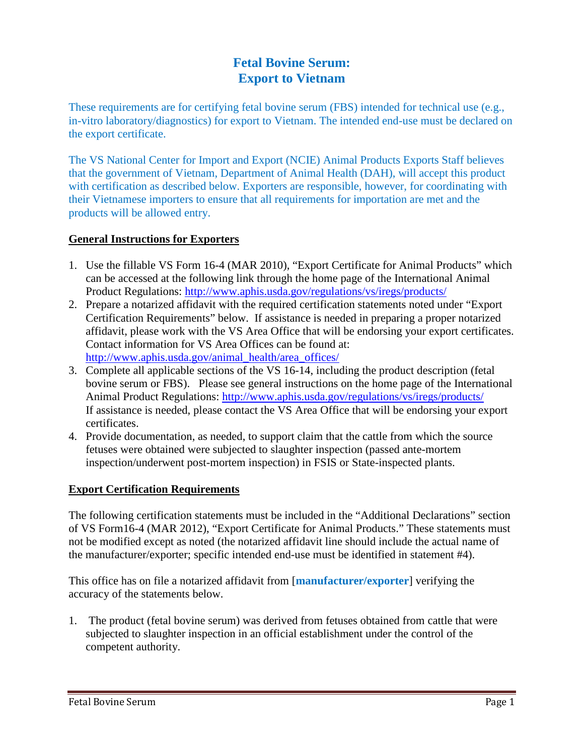# Fetal Bovine Serum: Export to Vietnam

These requirements are for certifying fetal bovine serum (FBS) intended for technical use (e.g., in-vitro laboratory/diagnostics) for export to Vietnam. The intended end-use must be declared on the export certificate.

The VS National Center for Import and Export (NCIE) Animal Products Exports Staff believes that the government of Vietnam, Department of Animal Health (DAH), will accept this product with certification as described below. Exporters are responsible, however, for coordinating with their Vietnamese importers to ensure that all requirements for importation are met and the products will be allowed entry.

## General Instructions for Exporters

1. Use the fillable VS Form 16-4 (MAR 2010), "Export Certificate for Animal Products" which can be accessed at the following link through the home page of the International Animal Product Regulations: http://www.aphis.usda.gov/regulations/vs/iregs/products/
2. Prepare a notarized affidavit with the required certification statements noted under "Export Certification Requirements" below. If assistance is needed in preparing a proper notarized affidavit, please work with the VS Area Office that will be endorsing your export certificates. Contact information for VS Area Offices can be found at: http://www.aphis.usda.gov/animal_health/area_offices/
3. Complete all applicable sections of the VS 16-14, including the product description (fetal bovine serum or FBS). Please see general instructions on the home page of the International Animal Product Regulations: http://www.aphis.usda.gov/regulations/vs/iregs/products/ If assistance is needed, please contact the VS Area Office that will be endorsing your export certificates.
4. Provide documentation, as needed, to support claim that the cattle from which the source fetuses were obtained were subjected to slaughter inspection (passed ante-mortem inspection/underwent post-mortem inspection) in FSIS or State-inspected plants.

## Export Certification Requirements

The following certification statements must be included in the "Additional Declarations" section of VS Form16-4 (MAR 2012), "Export Certificate for Animal Products." These statements must not be modified except as noted (the notarized affidavit line should include the actual name of the manufacturer/exporter; specific intended end-use must be identified in statement #4).

This office has on file a notarized affidavit from [**manufacturer/exporter**] verifying the accuracy of the statements below.

1. The product (fetal bovine serum) was derived from fetuses obtained from cattle that were subjected to slaughter inspection in an official establishment under the control of the competent authority.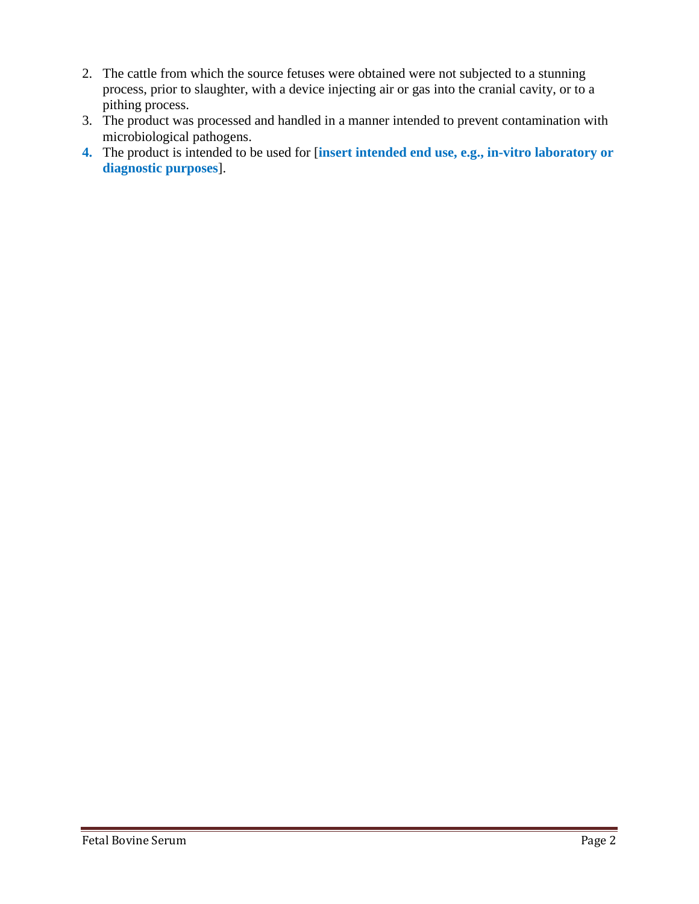2. The cattle from which the source fetuses were obtained were not subjected to a stunning process, prior to slaughter, with a device injecting air or gas into the cranial cavity, or to a pithing process.
3. The product was processed and handled in a manner intended to prevent contamination with microbiological pathogens.
4. The product is intended to be used for [**insert intended end use, e.g., in-vitro laboratory or diagnostic purposes**].